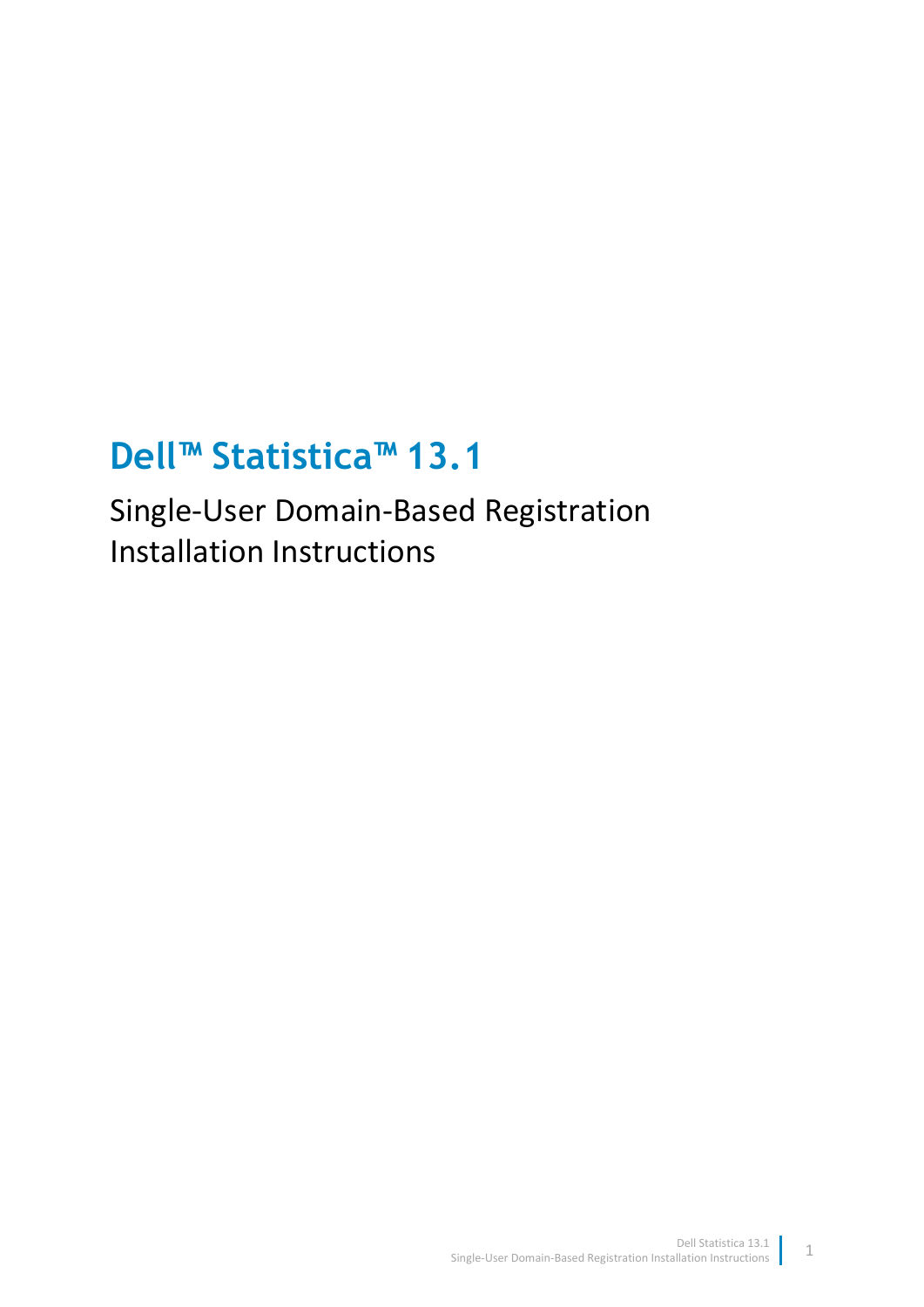# Dell™ Statistica™ 13.1

Single-User Domain-Based Registration
Installation Instructions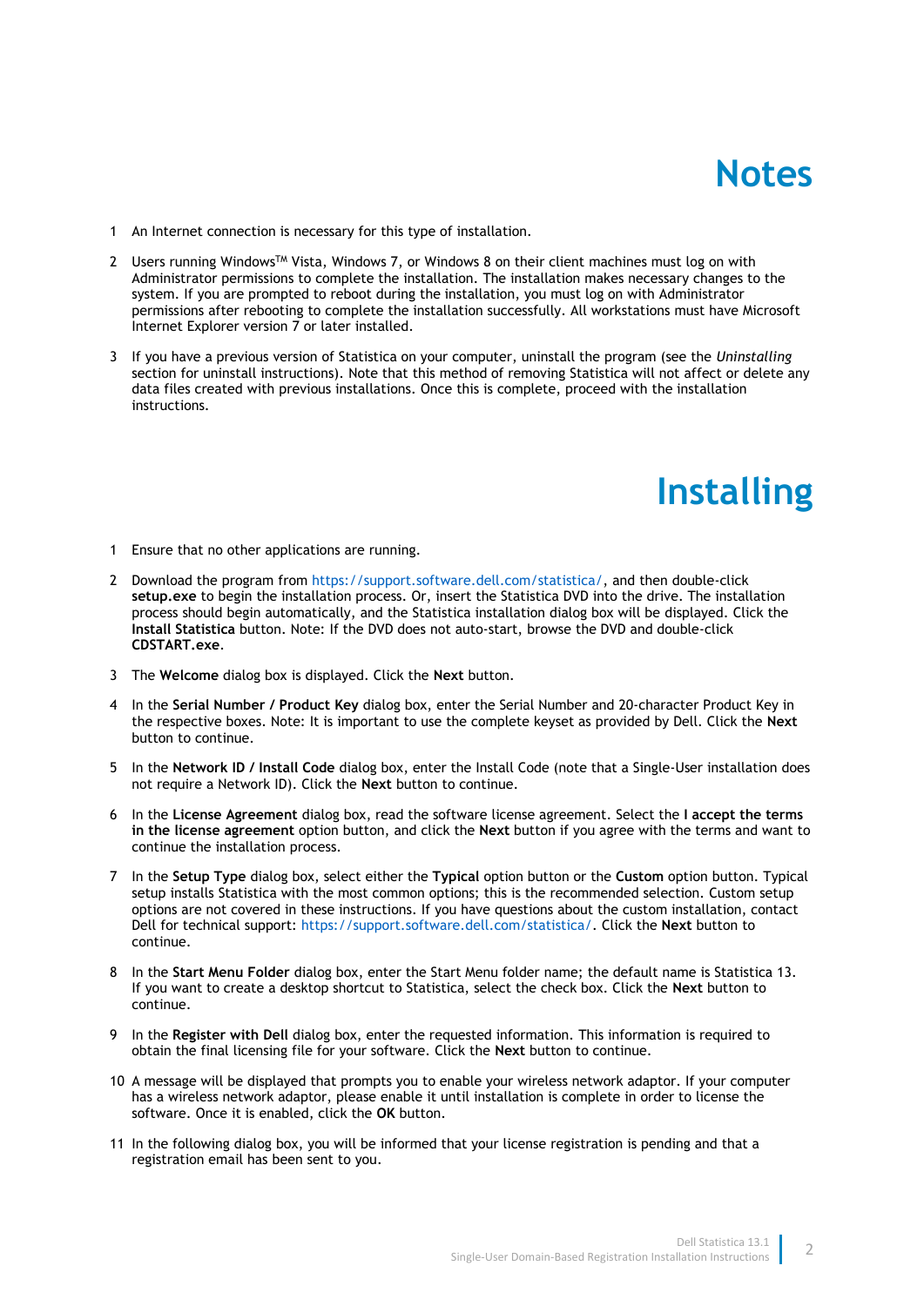# Notes

1. An Internet connection is necessary for this type of installation.

2. Users running Windows™ Vista, Windows 7, or Windows 8 on their client machines must log on with Administrator permissions to complete the installation. The installation makes necessary changes to the system. If you are prompted to reboot during the installation, you must log on with Administrator permissions after rebooting to complete the installation successfully. All workstations must have Microsoft Internet Explorer version 7 or later installed.

3. If you have a previous version of Statistica on your computer, uninstall the program (see the *Uninstalling* section for uninstall instructions). Note that this method of removing Statistica will not affect or delete any data files created with previous installations. Once this is complete, proceed with the installation instructions.

# Installing

1. Ensure that no other applications are running.

2. Download the program from https://support.software.dell.com/statistica/, and then double-click **setup.exe** to begin the installation process. Or, insert the Statistica DVD into the drive. The installation process should begin automatically, and the Statistica installation dialog box will be displayed. Click the **Install Statistica** button. Note: If the DVD does not auto-start, browse the DVD and double-click **CDSTART.exe**.

3. The **Welcome** dialog box is displayed. Click the **Next** button.

4. In the **Serial Number / Product Key** dialog box, enter the Serial Number and 20-character Product Key in the respective boxes. Note: It is important to use the complete keyset as provided by Dell. Click the **Next** button to continue.

5. In the **Network ID / Install Code** dialog box, enter the Install Code (note that a Single-User installation does not require a Network ID). Click the **Next** button to continue.

6. In the **License Agreement** dialog box, read the software license agreement. Select the **I accept the terms in the license agreement** option button, and click the **Next** button if you agree with the terms and want to continue the installation process.

7. In the **Setup Type** dialog box, select either the **Typical** option button or the **Custom** option button. Typical setup installs Statistica with the most common options; this is the recommended selection. Custom setup options are not covered in these instructions. If you have questions about the custom installation, contact Dell for technical support: https://support.software.dell.com/statistica/. Click the **Next** button to continue.

8. In the **Start Menu Folder** dialog box, enter the Start Menu folder name; the default name is Statistica 13. If you want to create a desktop shortcut to Statistica, select the check box. Click the **Next** button to continue.

9. In the **Register with Dell** dialog box, enter the requested information. This information is required to obtain the final licensing file for your software. Click the **Next** button to continue.

10. A message will be displayed that prompts you to enable your wireless network adaptor. If your computer has a wireless network adaptor, please enable it until installation is complete in order to license the software. Once it is enabled, click the **OK** button.

11. In the following dialog box, you will be informed that your license registration is pending and that a registration email has been sent to you.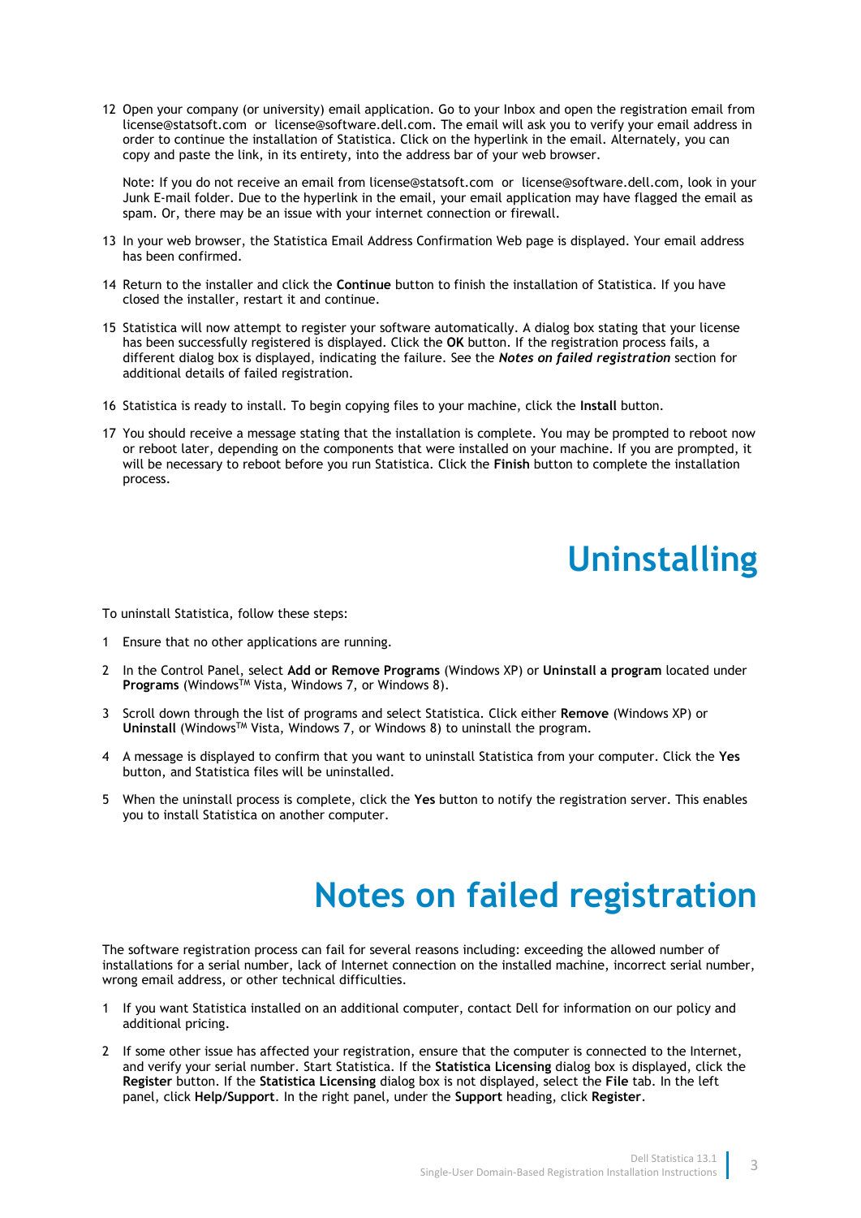12 Open your company (or university) email application. Go to your Inbox and open the registration email from license@statsoft.com or license@software.dell.com. The email will ask you to verify your email address in order to continue the installation of Statistica. Click on the hyperlink in the email. Alternately, you can copy and paste the link, in its entirety, into the address bar of your web browser.

    Note: If you do not receive an email from license@statsoft.com or license@software.dell.com, look in your Junk E-mail folder. Due to the hyperlink in the email, your email application may have flagged the email as spam. Or, there may be an issue with your internet connection or firewall.

13 In your web browser, the Statistica Email Address Confirmation Web page is displayed. Your email address has been confirmed.

14 Return to the installer and click the **Continue** button to finish the installation of Statistica. If you have closed the installer, restart it and continue.

15 Statistica will now attempt to register your software automatically. A dialog box stating that your license has been successfully registered is displayed. Click the **OK** button. If the registration process fails, a different dialog box is displayed, indicating the failure. See the ***Notes on failed registration*** section for additional details of failed registration.

16 Statistica is ready to install. To begin copying files to your machine, click the **Install** button.

17 You should receive a message stating that the installation is complete. You may be prompted to reboot now or reboot later, depending on the components that were installed on your machine. If you are prompted, it will be necessary to reboot before you run Statistica. Click the **Finish** button to complete the installation process.

# Uninstalling

To uninstall Statistica, follow these steps:

1 Ensure that no other applications are running.

2 In the Control Panel, select **Add or Remove Programs** (Windows XP) or **Uninstall a program** located under **Programs** (Windows™ Vista, Windows 7, or Windows 8).

3 Scroll down through the list of programs and select Statistica. Click either **Remove** (Windows XP) or **Uninstall** (Windows™ Vista, Windows 7, or Windows 8) to uninstall the program.

4 A message is displayed to confirm that you want to uninstall Statistica from your computer. Click the **Yes** button, and Statistica files will be uninstalled.

5 When the uninstall process is complete, click the **Yes** button to notify the registration server. This enables you to install Statistica on another computer.

# Notes on failed registration

The software registration process can fail for several reasons including: exceeding the allowed number of installations for a serial number, lack of Internet connection on the installed machine, incorrect serial number, wrong email address, or other technical difficulties.

1 If you want Statistica installed on an additional computer, contact Dell for information on our policy and additional pricing.

2 If some other issue has affected your registration, ensure that the computer is connected to the Internet, and verify your serial number. Start Statistica. If the **Statistica Licensing** dialog box is displayed, click the **Register** button. If the **Statistica Licensing** dialog box is not displayed, select the **File** tab. In the left panel, click **Help/Support**. In the right panel, under the **Support** heading, click **Register**.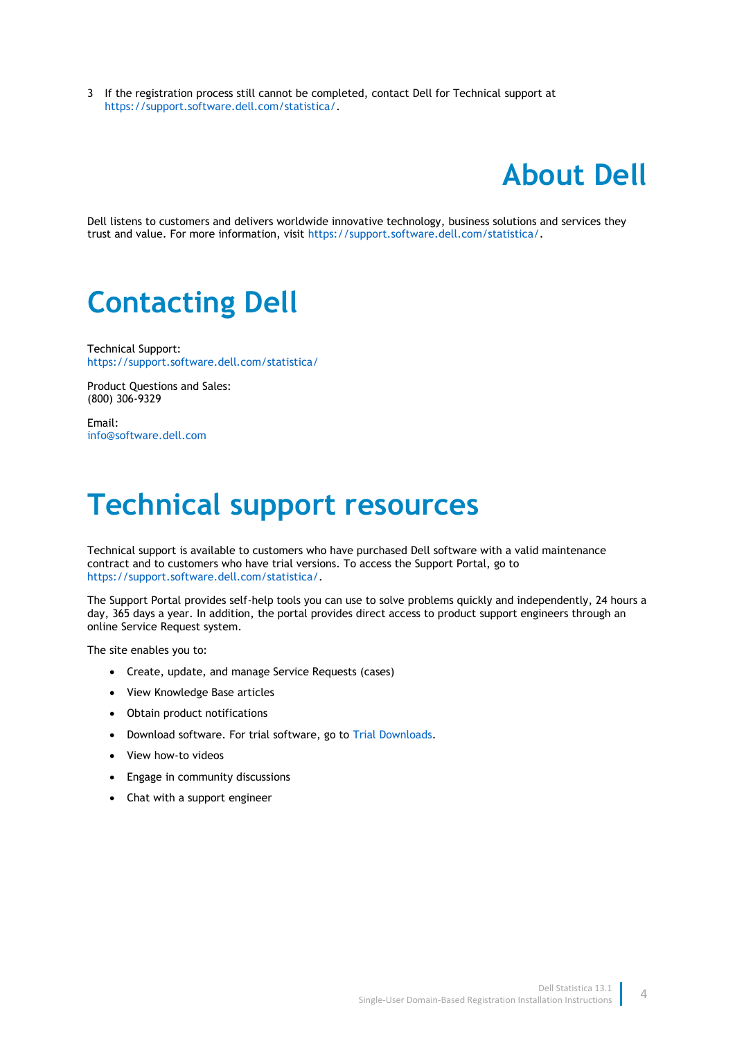3 If the registration process still cannot be completed, contact Dell for Technical support at https://support.software.dell.com/statistica/.

# About Dell

Dell listens to customers and delivers worldwide innovative technology, business solutions and services they trust and value. For more information, visit https://support.software.dell.com/statistica/.

# Contacting Dell

Technical Support:
https://support.software.dell.com/statistica/

Product Questions and Sales:
(800) 306-9329

Email:
info@software.dell.com

# Technical support resources

Technical support is available to customers who have purchased Dell software with a valid maintenance contract and to customers who have trial versions. To access the Support Portal, go to https://support.software.dell.com/statistica/.

The Support Portal provides self-help tools you can use to solve problems quickly and independently, 24 hours a day, 365 days a year. In addition, the portal provides direct access to product support engineers through an online Service Request system.

The site enables you to:

- Create, update, and manage Service Requests (cases)
- View Knowledge Base articles
- Obtain product notifications
- Download software. For trial software, go to Trial Downloads.
- View how-to videos
- Engage in community discussions
- Chat with a support engineer